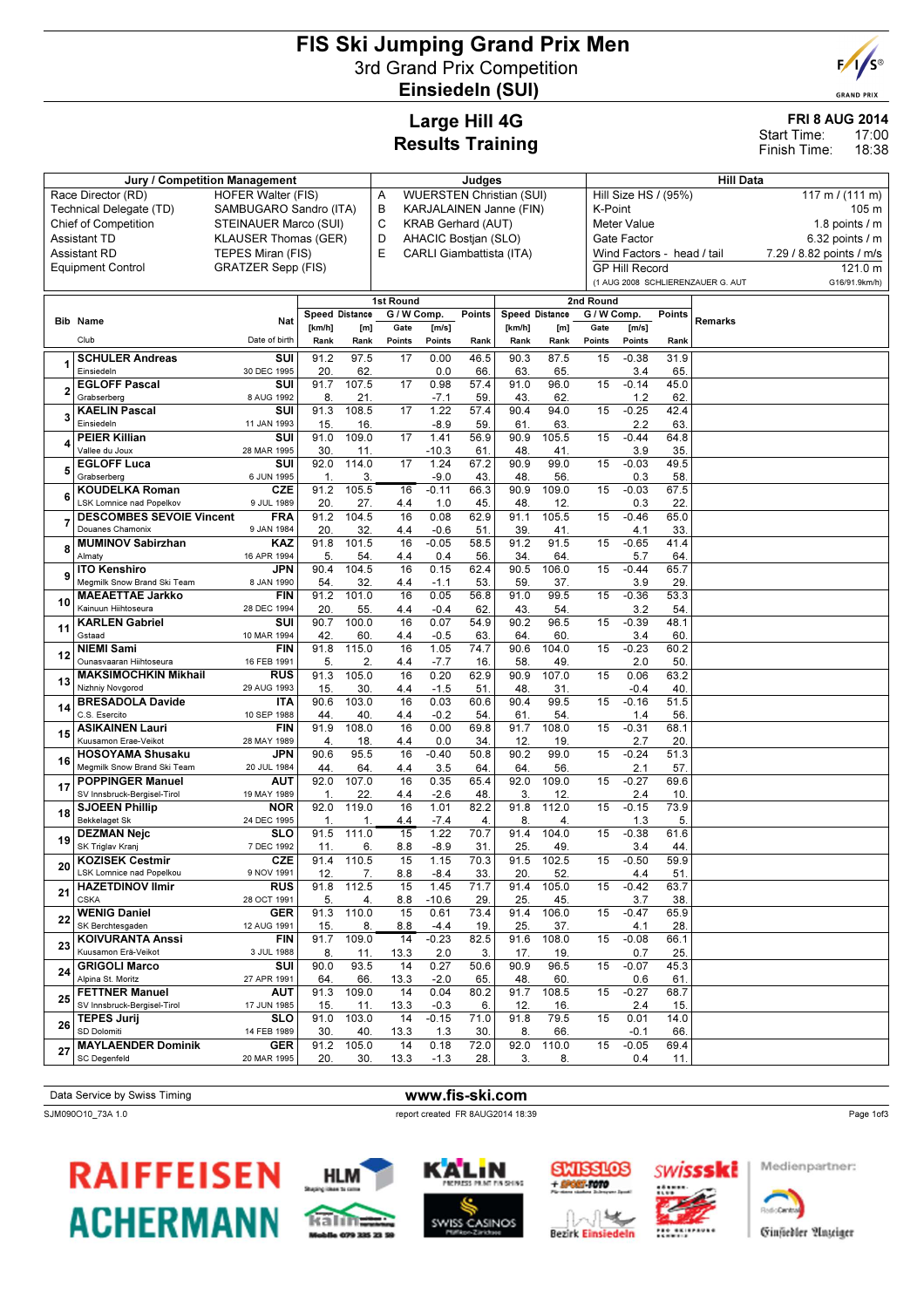# FIS Ski Jumping Grand Prix Men

## 3rd Grand Prix Competition

## Einsiedeln (SUI)

## Large Hill 4G
## Results Training

**FRI 8 AUG 2014**
Start Time: 17:00
Finish Time: 18:38

| Jury / Competition Management | | Judges | | Hill Data | |
|---|---|---|---|---|---|
| Race Director (RD) | HOFER Walter (FIS) | A | WUERSTEN Christian (SUI) | Hill Size HS / (95%) | 117 m / (111 m) |
| Technical Delegate (TD) | SAMBUGARO Sandro (ITA) | B | KARJALAINEN Janne (FIN) | K-Point | 105 m |
| Chief of Competition | STEINAUER Marco (SUI) | C | KRAB Gerhard (AUT) | Meter Value | 1.8 points / m |
| Assistant TD | KLAUSER Thomas (GER) | D | AHACIC Bostjan (SLO) | Gate Factor | 6.32 points / m |
| Assistant RD | TEPES Miran (FIS) | E | CARLI Giambattista (ITA) | Wind Factors - head / tail | 7.29 / 8.82 points / m/s |
| Equipment Control | GRATZER Sepp (FIS) | | | GP Hill Record | 121.0 m |
| | | | | (1 AUG 2008 SCHLIERENZAUER G. AUT | G16/91.9km/h) |

| Bib | Name / Club | Nat / Date of birth | 1st Round Speed [km/h] / Rank | Distance [m] / Rank | G/W Comp. Gate / Points | [m/s] / Points | Points / Rank | 2nd Round Speed [km/h] / Rank | Distance [m] / Rank | G/W Comp. Gate / Points | [m/s] / Points | Points / Rank | Remarks |
|---|---|---|---|---|---|---|---|---|---|---|---|---|---|
| 1 | **SCHULER Andreas** / Einsiedeln | SUI / 30 DEC 1995 | 91.2 / 20. | 97.5 / 62. | 17 | 0.00 / 0.0 | 46.5 / 66. | 90.3 / 63. | 87.5 / 65. | 15 | -0.38 / 3.4 | 31.9 / 65. | |
| 2 | **EGLOFF Pascal** / Grabserberg | SUI / 8 AUG 1992 | 91.7 / 8. | 107.5 / 21. | 17 | 0.98 / -7.1 | 57.4 / 59. | 91.0 / 43. | 96.0 / 62. | 15 | -0.14 / 1.2 | 45.0 / 62. | |
| 3 | **KAELIN Pascal** / Einsiedeln | SUI / 11 JAN 1993 | 91.3 / 15. | 108.5 / 16. | 17 | 1.22 / -8.9 | 57.4 / 59. | 90.4 / 61. | 94.0 / 63. | 15 | -0.25 / 2.2 | 42.4 / 63. | |
| 4 | **PEIER Killian** / Vallee du Joux | SUI / 28 MAR 1995 | 91.0 / 30. | 109.0 / 11. | 17 | 1.41 / -10.3 | 56.9 / 61. | 90.9 / 48. | 105.5 / 41. | 15 | -0.44 / 3.9 | 64.8 / 35. | |
| 5 | **EGLOFF Luca** / Grabserberg | SUI / 6 JUN 1995 | 92.0 / 1. | 114.0 / 3. | 17 | 1.24 / -9.0 | 67.2 / 43. | 90.9 / 48. | 99.0 / 56. | 15 | -0.03 / 0.3 | 49.5 / 58. | |
| 6 | **KOUDELKA Roman** / LSK Lomnice nad Popelkov | CZE / 9 JUL 1989 | 91.2 / 20. | 105.5 / 27. | 16 / 4.4 | -0.11 / 1.0 | 66.3 / 45. | 90.9 / 48. | 109.0 / 12. | 15 | -0.03 / 0.3 | 67.5 / 22. | |
| 7 | **DESCOMBES SEVOIE Vincent** / Douanes Chamonix | FRA / 9 JAN 1984 | 91.2 / 20. | 104.5 / 32. | 16 / 4.4 | 0.08 / -0.6 | 62.9 / 51. | 91.1 / 39. | 105.5 / 41. | 15 | -0.46 / 4.1 | 65.0 / 33. | |
| 8 | **MUMINOV Sabirzhan** / Almaty | KAZ / 16 APR 1994 | 91.8 / 5. | 101.5 / 54. | 16 / 4.4 | -0.05 / 0.4 | 58.5 / 56. | 91.2 / 34. | 91.5 / 64. | 15 | -0.65 / 5.7 | 41.4 / 64. | |
| 9 | **ITO Kenshiro** / Megmilk Snow Brand Ski Team | JPN / 8 JAN 1990 | 90.4 / 54. | 104.5 / 32. | 16 / 4.4 | 0.15 / -1.1 | 62.4 / 53. | 90.5 / 59. | 106.0 / 37. | 15 | -0.44 / 3.9 | 65.7 / 29. | |
| 10 | **MAEAETTAE Jarkko** / Kainuun Hiihtoseura | FIN / 28 DEC 1994 | 91.2 / 20. | 101.0 / 55. | 16 / 4.4 | 0.05 / -0.4 | 56.8 / 62. | 91.0 / 43. | 99.5 / 54. | 15 | -0.36 / 3.2 | 53.3 / 54. | |
| 11 | **KARLEN Gabriel** / Gstaad | SUI / 10 MAR 1994 | 90.7 / 42. | 100.0 / 60. | 16 / 4.4 | 0.07 / -0.5 | 54.9 / 63. | 90.2 / 64. | 96.5 / 60. | 15 | -0.39 / 3.4 | 48.1 / 60. | |
| 12 | **NIEMI Sami** / Ounasvaaran Hiihtoseura | FIN / 16 FEB 1991 | 91.8 / 5. | 115.0 / 2. | 16 / 4.4 | 1.05 / -7.7 | 74.7 / 16. | 90.6 / 58. | 104.0 / 49. | 15 | -0.23 / 2.0 | 60.2 / 50. | |
| 13 | **MAKSIMOCHKIN Mikhail** / Nizhniy Novgorod | RUS / 29 AUG 1993 | 91.3 / 15. | 105.0 / 30. | 16 / 4.4 | 0.20 / -1.5 | 62.9 / 51. | 90.9 / 48. | 107.0 / 31. | 15 | 0.06 / -0.4 | 63.2 / 40. | |
| 14 | **BRESADOLA Davide** / C.S. Esercito | ITA / 10 SEP 1988 | 90.6 / 44. | 103.0 / 40. | 16 / 4.4 | 0.03 / -0.2 | 60.6 / 54. | 90.4 / 61. | 99.5 / 54. | 15 | -0.16 / 1.4 | 51.5 / 56. | |
| 15 | **ASIKAINEN Lauri** / Kuusamon Erae-Veikot | FIN / 28 MAY 1989 | 91.9 / 4. | 108.0 / 18. | 16 / 4.4 | 0.00 / 0.0 | 69.8 / 34. | 91.7 / 12. | 108.0 / 19. | 15 | -0.31 / 2.7 | 68.1 / 20. | |
| 16 | **HOSOYAMA Shusaku** / Megmilk Snow Brand Ski Team | JPN / 20 JUL 1984 | 90.6 / 44. | 95.5 / 64. | 16 / 4.4 | -0.40 / 3.5 | 50.8 / 64. | 90.2 / 64. | 99.0 / 56. | 15 | -0.24 / 2.1 | 51.3 / 57. | |
| 17 | **POPPINGER Manuel** / SV Innsbruck-Bergisel-Tirol | AUT / 19 MAY 1989 | 92.0 / 1. | 107.0 / 22. | 16 / 4.4 | 0.35 / -2.6 | 65.4 / 48. | 92.0 / 3. | 109.0 / 12. | 15 | -0.27 / 2.4 | 69.6 / 10. | |
| 18 | **SJOEEN Phillip** / Bekkelaget Sk | NOR / 24 DEC 1995 | 92.0 / 1. | 119.0 / 1. | 16 / 4.4 | 1.01 / -7.4 | 82.2 / 4. | 91.8 / 8. | 112.0 / 4. | 15 | -0.15 / 1.3 | 73.9 / 5. | |
| 19 | **DEZMAN Nejc** / SK Triglav Kranj | SLO / 7 DEC 1992 | 91.5 / 11. | 111.0 / 6. | 15 / 8.8 | 1.22 / -8.9 | 70.7 / 31. | 91.4 / 25. | 104.0 / 49. | 15 | -0.38 / 3.4 | 61.6 / 44. | |
| 20 | **KOZISEK Cestmir** / LSK Lomnice nad Popelkou | CZE / 9 NOV 1991 | 91.4 / 12. | 110.5 / 7. | 15 / 8.8 | 1.15 / -8.4 | 70.3 / 33. | 91.5 / 20. | 102.5 / 52. | 15 | -0.50 / 4.4 | 59.9 / 51. | |
| 21 | **HAZETDINOV Ilmir** / CSKA | RUS / 28 OCT 1991 | 91.8 / 5. | 112.5 / 4. | 15 / 8.8 | 1.45 / -10.6 | 71.7 / 29. | 91.4 / 25. | 105.0 / 45. | 15 | -0.42 / 3.7 | 63.7 / 38. | |
| 22 | **WENIG Daniel** / SK Berchtesgaden | GER / 12 AUG 1991 | 91.3 / 15. | 110.0 / 8. | 15 / 8.8 | 0.61 / -4.4 | 73.4 / 19. | 91.4 / 25. | 106.0 / 37. | 15 | -0.47 / 4.1 | 65.9 / 28. | |
| 23 | **KOIVURANTA Anssi** / Kuusamon Erä-Veikot | FIN / 3 JUL 1988 | 91.7 / 8. | 109.0 / 11. | 14 / 13.3 | -0.23 / 2.0 | 82.5 / 3. | 91.6 / 17. | 108.0 / 19. | 15 | -0.08 / 0.7 | 66.1 / 25. | |
| 24 | **GRIGOLI Marco** / Alpina St. Moritz | SUI / 27 APR 1991 | 90.0 / 64. | 93.5 / 66. | 14 / 13.3 | 0.27 / -2.0 | 50.6 / 65. | 90.9 / 48. | 96.5 / 60. | 15 | -0.07 / 0.6 | 45.3 / 61. | |
| 25 | **FETTNER Manuel** / SV Innsbruck-Bergisel-Tirol | AUT / 17 JUN 1985 | 91.3 / 15. | 109.0 / 11. | 14 / 13.3 | 0.04 / -0.3 | 80.2 / 6. | 91.7 / 12. | 108.5 / 16. | 15 | -0.27 / 2.4 | 68.7 / 15. | |
| 26 | **TEPES Jurij** / SD Dolomiti | SLO / 14 FEB 1989 | 91.0 / 30. | 103.0 / 40. | 14 / 13.3 | -0.15 / 1.3 | 71.0 / 30. | 91.8 / 8. | 79.5 / 66. | 15 | 0.01 / -0.1 | 14.0 / 66. | |
| 27 | **MAYLAENDER Dominik** / SC Degenfeld | GER / 20 MAR 1995 | 91.2 / 20. | 105.0 / 30. | 14 / 13.3 | 0.18 / -1.3 | 72.0 / 28. | 92.0 / 3. | 110.0 / 8. | 15 | -0.05 / 0.4 | 69.4 / 11. | |

Data Service by Swiss Timing — www.fis-ski.com

SJM090O10_73A 1.0 — report created FR 8AUG2014 18:39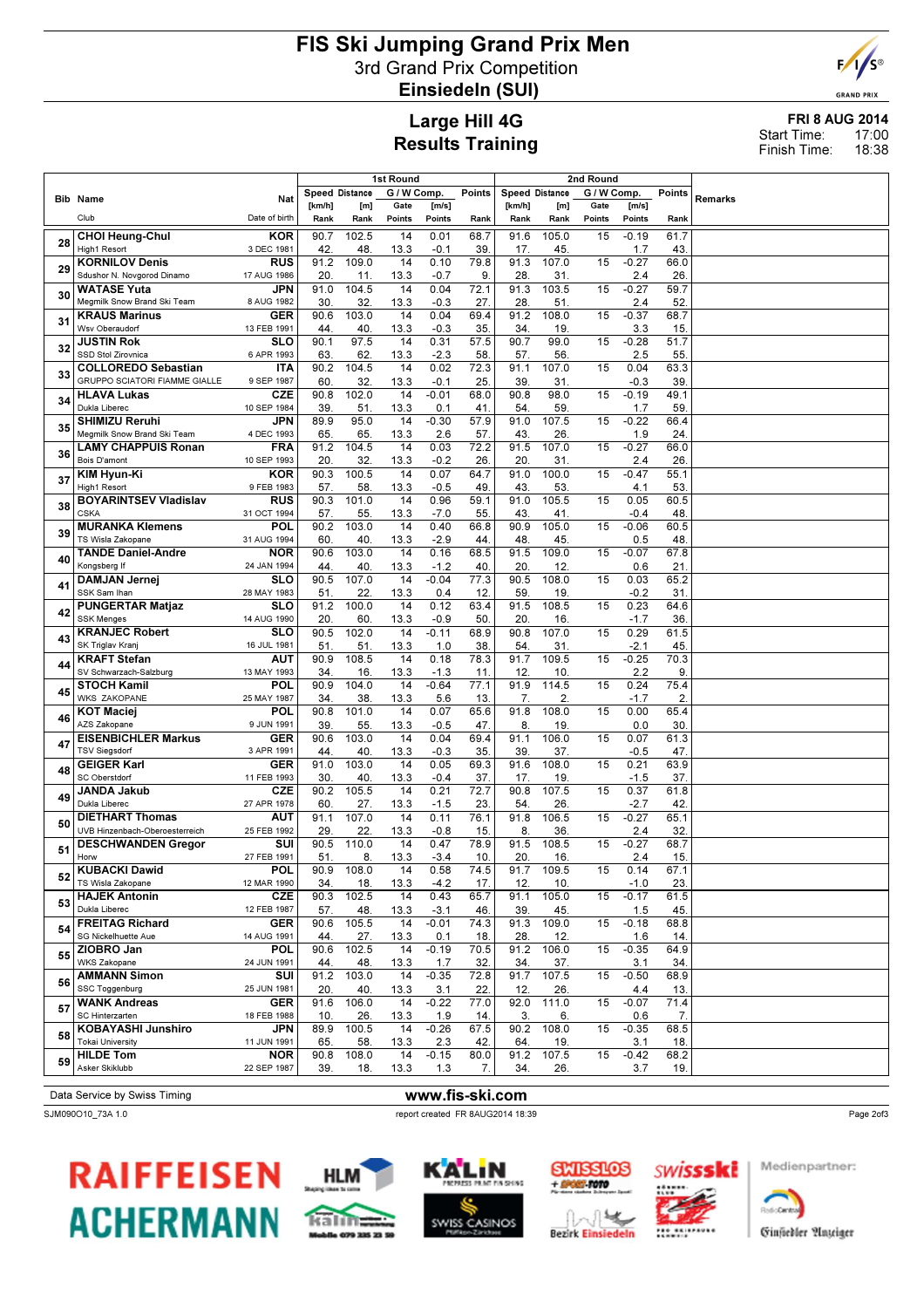# FIS Ski Jumping Grand Prix Men

3rd Grand Prix Competition

**Einsiedeln (SUI)**

## Large Hill 4G
## Results Training

**FRI 8 AUG 2014**
Start Time: 17:00
Finish Time: 18:38

| Bib | Name / Club | Nat / Date of birth | 1st Round Speed [km/h] / Rank | Distance [m] / Rank | G / W Comp. Gate / Points | [m/s] / Points | Points / Rank | 2nd Round Speed [km/h] / Rank | Distance [m] / Rank | G / W Comp. Gate / Points | [m/s] / Points | Points / Rank | Remarks |
|---|---|---|---|---|---|---|---|---|---|---|---|---|---|
| 28 | CHOI Heung-Chul / High1 Resort | KOR / 3 DEC 1981 | 90.7 / 42. | 102.5 / 48. | 14 / 13.3 | 0.01 / -0.1 | 68.7 / 39. | 91.6 / 17. | 105.0 / 45. | 15 | -0.19 / 1.7 | 61.7 / 43. | |
| 29 | KORNILOV Denis / Sdushor N. Novgorod Dinamo | RUS / 17 AUG 1986 | 91.2 / 20. | 109.0 / 11. | 14 / 13.3 | 0.10 / -0.7 | 79.8 / 9. | 91.3 / 28. | 107.0 / 31. | 15 | -0.27 / 2.4 | 66.0 / 26. | |
| 30 | WATASE Yuta / Megmilk Snow Brand Ski Team | JPN / 8 AUG 1982 | 91.0 / 30. | 104.5 / 32. | 14 / 13.3 | 0.04 / -0.3 | 72.1 / 27. | 91.3 / 28. | 103.5 / 51. | 15 | -0.27 / 2.4 | 59.7 / 52. | |
| 31 | KRAUS Marinus / Wsv Oberaudorf | GER / 13 FEB 1991 | 90.6 / 44. | 103.0 / 40. | 14 / 13.3 | 0.04 / -0.3 | 69.4 / 35. | 91.2 / 34. | 108.0 / 19. | 15 | -0.37 / 3.3 | 68.7 / 15. | |
| 32 | JUSTIN Rok / SSD Stol Zirovnica | SLO / 6 APR 1993 | 90.1 / 63. | 97.5 / 62. | 14 / 13.3 | 0.31 / -2.3 | 57.5 / 58. | 90.7 / 57. | 99.0 / 56. | 15 | -0.28 / 2.5 | 51.7 / 55. | |
| 33 | COLLOREDO Sebastian / GRUPPO SCIATORI FIAMME GIALLE | ITA / 9 SEP 1987 | 90.2 / 60. | 104.5 / 32. | 14 / 13.3 | 0.02 / -0.1 | 72.3 / 25. | 91.1 / 39. | 107.0 / 31. | 15 | 0.04 / -0.3 | 63.3 / 39. | |
| 34 | HLAVA Lukas / Dukla Liberec | CZE / 10 SEP 1984 | 90.8 / 39. | 102.0 / 51. | 14 / 13.3 | -0.01 / 0.1 | 68.0 / 41. | 90.8 / 54. | 98.0 / 59. | 15 | -0.19 / 1.7 | 49.1 / 59. | |
| 35 | SHIMIZU Reruhi / Megmilk Snow Brand Ski Team | JPN / 4 DEC 1993 | 89.9 / 65. | 95.0 / 65. | 14 / 13.3 | -0.30 / 2.6 | 57.9 / 57. | 91.0 / 43. | 107.5 / 26. | 15 | -0.22 / 1.9 | 66.4 / 24. | |
| 36 | LAMY CHAPPUIS Ronan / Bois D'amont | FRA / 10 SEP 1993 | 91.2 / 20. | 104.5 / 32. | 14 / 13.3 | 0.03 / -0.2 | 72.2 / 26. | 91.5 / 20. | 107.0 / 31. | 15 | -0.27 / 2.4 | 66.0 / 26. | |
| 37 | KIM Hyun-Ki / High1 Resort | KOR / 9 FEB 1983 | 90.3 / 57. | 100.5 / 58. | 14 / 13.3 | 0.07 / -0.5 | 64.7 / 49. | 91.0 / 43. | 100.0 / 53. | 15 | -0.47 / 4.1 | 55.1 / 53. | |
| 38 | BOYARINTSEV Vladislav / CSKA | RUS / 31 OCT 1994 | 90.3 / 57. | 101.0 / 55. | 14 / 13.3 | 0.96 / -7.0 | 59.1 / 55. | 91.0 / 43. | 105.5 / 41. | 15 | 0.05 / -0.4 | 60.5 / 48. | |
| 39 | MURANKA Klemens / TS Wisla Zakopane | POL / 31 AUG 1994 | 90.2 / 60. | 103.0 / 40. | 14 / 13.3 | 0.40 / -2.9 | 66.8 / 44. | 90.9 / 48. | 105.0 / 45. | 15 | -0.06 / 0.5 | 60.5 / 48. | |
| 40 | TANDE Daniel-Andre / Kongsberg If | NOR / 24 JAN 1994 | 90.6 / 44. | 103.0 / 40. | 14 / 13.3 | 0.16 / -1.2 | 68.5 / 40. | 91.5 / 20. | 109.0 / 12. | 15 | -0.07 / 0.6 | 67.8 / 21. | |
| 41 | DAMJAN Jernej / SSK Sam Ihan | SLO / 28 MAY 1983 | 90.5 / 51. | 107.0 / 22. | 14 / 13.3 | -0.04 / 0.4 | 77.3 / 12. | 90.5 / 59. | 108.0 / 19. | 15 | 0.03 / -0.2 | 65.2 / 31. | |
| 42 | PUNGERTAR Matjaz / SSK Menges | SLO / 14 AUG 1990 | 91.2 / 20. | 100.0 / 60. | 14 / 13.3 | 0.12 / -0.9 | 63.4 / 50. | 91.5 / 20. | 108.5 / 16. | 15 | 0.23 / -1.7 | 64.6 / 36. | |
| 43 | KRANJEC Robert / SK Triglav Kranj | SLO / 16 JUL 1981 | 90.5 / 51. | 102.0 / 51. | 14 / 13.3 | -0.11 / 1.0 | 68.9 / 38. | 90.8 / 54. | 107.0 / 31. | 15 | 0.29 / -2.1 | 61.5 / 45. | |
| 44 | KRAFT Stefan / SV Schwarzach-Salzburg | AUT / 13 MAY 1993 | 90.9 / 34. | 108.5 / 16. | 14 / 13.3 | 0.18 / -1.3 | 78.3 / 11. | 91.7 / 12. | 109.5 / 10. | 15 | -0.25 / 2.2 | 70.3 / 9. | |
| 45 | STOCH Kamil / WKS ZAKOPANE | POL / 25 MAY 1987 | 90.9 / 34. | 104.0 / 38. | 14 / 13.3 | -0.64 / 5.6 | 77.1 / 13. | 91.9 / 7. | 114.5 / 2. | 15 | 0.24 / -1.7 | 75.4 / 2. | |
| 46 | KOT Maciej / AZS Zakopane | POL / 9 JUN 1991 | 90.8 / 39. | 101.0 / 55. | 14 / 13.3 | 0.07 / -0.5 | 65.6 / 47. | 91.8 / 8. | 108.0 / 19. | 15 | 0.00 / 0.0 | 65.4 / 30. | |
| 47 | EISENBICHLER Markus / TSV Siegsdorf | GER / 3 APR 1991 | 90.6 / 44. | 103.0 / 40. | 14 / 13.3 | 0.04 / -0.3 | 69.4 / 35. | 91.1 / 39. | 106.0 / 37. | 15 | 0.07 / -0.5 | 61.3 / 47. | |
| 48 | GEIGER Karl / SC Oberstdorf | GER / 11 FEB 1993 | 91.0 / 30. | 103.0 / 40. | 14 / 13.3 | 0.05 / -0.4 | 69.3 / 37. | 91.6 / 17. | 108.0 / 19. | 15 | 0.21 / -1.5 | 63.9 / 37. | |
| 49 | JANDA Jakub / Dukla Liberec | CZE / 27 APR 1978 | 90.2 / 60. | 105.5 / 27. | 14 / 13.3 | 0.21 / -1.5 | 72.7 / 23. | 90.8 / 54. | 107.5 / 26. | 15 | 0.37 / -2.7 | 61.8 / 42. | |
| 50 | DIETHART Thomas / UVB Hinzenbach-Oberoesterreich | AUT / 25 FEB 1992 | 91.1 / 29. | 107.0 / 22. | 14 / 13.3 | 0.11 / -0.8 | 76.1 / 15. | 91.8 / 8. | 106.5 / 36. | 15 | -0.27 / 2.4 | 65.1 / 32. | |
| 51 | DESCHWANDEN Gregor / Horw | SUI / 27 FEB 1991 | 90.5 / 51. | 110.0 / 8. | 14 / 13.3 | 0.47 / -3.4 | 78.9 / 10. | 91.5 / 20. | 108.5 / 16. | 15 | -0.27 / 2.4 | 68.7 / 15. | |
| 52 | KUBACKI Dawid / TS Wisla Zakopane | POL / 12 MAR 1990 | 90.9 / 34. | 108.0 / 18. | 14 / 13.3 | 0.58 / -4.2 | 74.5 / 17. | 91.7 / 12. | 109.5 / 10. | 15 | 0.14 / -1.0 | 67.1 / 23. | |
| 53 | HAJEK Antonin / Dukla Liberec | CZE / 12 FEB 1987 | 90.3 / 57. | 102.5 / 48. | 14 / 13.3 | 0.43 / -3.1 | 65.7 / 46. | 91.1 / 39. | 105.0 / 45. | 15 | -0.17 / 1.5 | 61.5 / 45. | |
| 54 | FREITAG Richard / SG Nickelhuette Aue | GER / 14 AUG 1991 | 90.6 / 44. | 105.5 / 27. | 14 / 13.3 | -0.01 / 0.1 | 74.3 / 18. | 91.3 / 28. | 109.0 / 12. | 15 | -0.18 / 1.6 | 68.8 / 14. | |
| 55 | ZIOBRO Jan / WKS Zakopane | POL / 24 JUN 1991 | 90.6 / 44. | 102.5 / 48. | 14 / 13.3 | -0.19 / 1.7 | 70.5 / 32. | 91.2 / 34. | 106.0 / 37. | 15 | -0.35 / 3.1 | 64.9 / 34. | |
| 56 | AMMANN Simon / SSC Toggenburg | SUI / 25 JUN 1981 | 91.2 / 20. | 103.0 / 40. | 14 / 13.3 | -0.35 / 3.1 | 72.8 / 22. | 91.7 / 12. | 107.5 / 26. | 15 | -0.50 / 4.4 | 68.9 / 13. | |
| 57 | WANK Andreas / SC Hinterzarten | GER / 18 FEB 1988 | 91.6 / 10. | 106.0 / 26. | 14 / 13.3 | -0.22 / 1.9 | 77.0 / 14. | 92.0 / 3. | 111.0 / 6. | 15 | -0.07 / 0.6 | 71.4 / 7. | |
| 58 | KOBAYASHI Junshiro / Tokai University | JPN / 11 JUN 1991 | 89.9 / 65. | 100.5 / 58. | 14 / 13.3 | -0.26 / 2.3 | 67.5 / 42. | 90.2 / 64. | 108.0 / 19. | 15 | -0.35 / 3.1 | 68.5 / 18. | |
| 59 | HILDE Tom / Asker Skiklubb | NOR / 22 SEP 1987 | 90.8 / 39. | 108.0 / 18. | 14 / 13.3 | -0.15 / 1.3 | 80.0 / 7. | 91.2 / 34. | 107.5 / 26. | 15 | -0.42 / 3.7 | 68.2 / 19. | |

Data Service by Swiss Timing — www.fis-ski.com

SJM090O10_73A 1.0 — report created FR 8AUG2014 18:39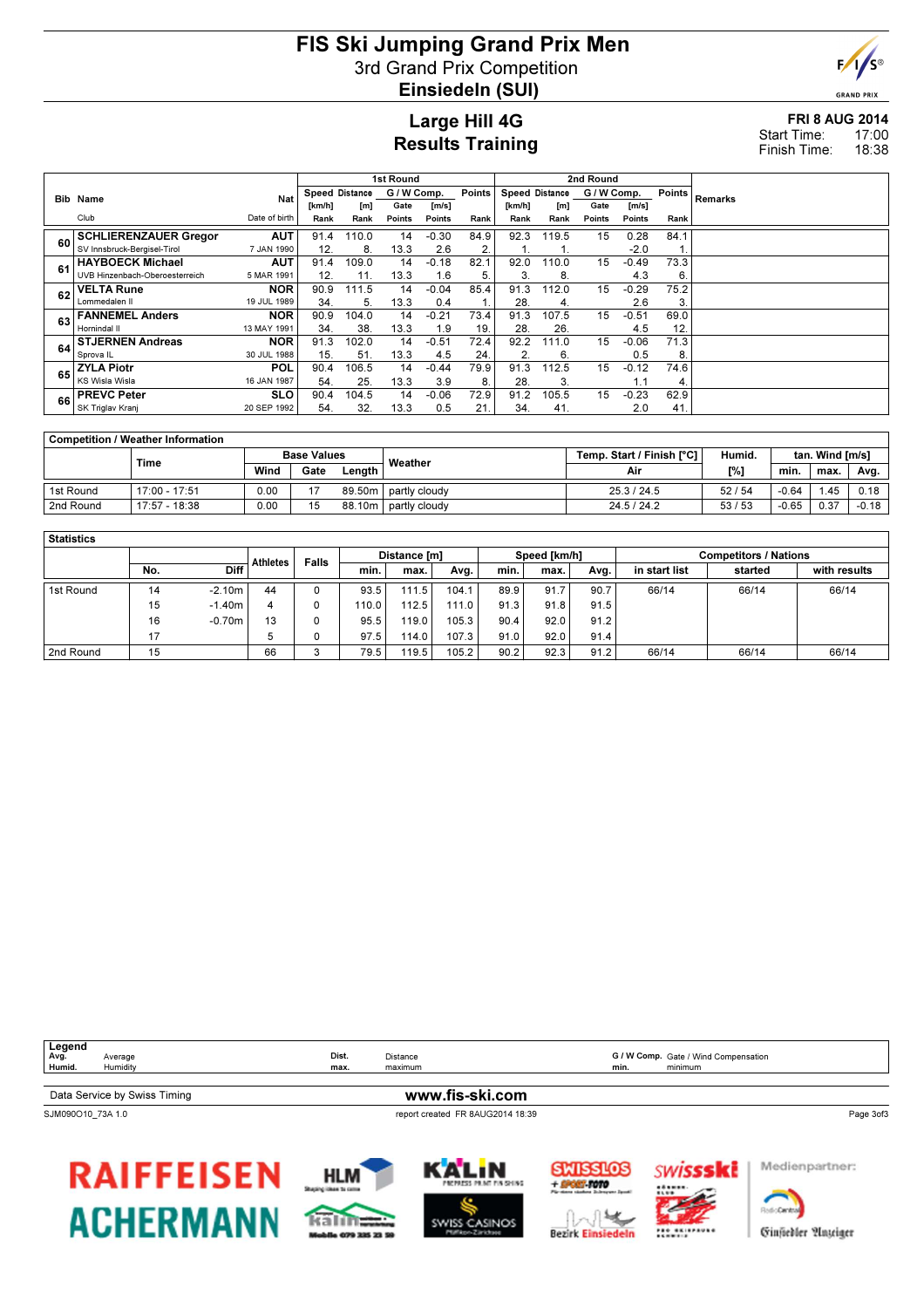# FIS Ski Jumping Grand Prix Men

3rd Grand Prix Competition

**Einsiedeln (SUI)**

## Large Hill 4G
## Results Training

**FRI 8 AUG 2014**
Start Time: 17:00
Finish Time: 18:38

| Bib | Name / Club | Nat / Date of birth | 1st Round Speed [km/h] / Rank | 1st Round Distance [m] / Rank | 1st Round G/W Comp. Gate / Points | 1st Round G/W Comp. [m/s] / Points | 1st Round Points / Rank | 2nd Round Speed [km/h] / Rank | 2nd Round Distance [m] / Rank | 2nd Round G/W Comp. Gate / Points | 2nd Round G/W Comp. [m/s] / Points | 2nd Round Points / Rank | Remarks |
|---|---|---|---|---|---|---|---|---|---|---|---|---|---|
| 60 | SCHLIERENZAUER Gregor | AUT | 91.4 | 110.0 | 14 | -0.30 | 84.9 | 92.3 | 119.5 | 15 | 0.28 | 84.1 | |
| | SV Innsbruck-Bergisel-Tirol | 7 JAN 1990 | 12. | 8. | 13.3 | 2.6 | 2. | 1. | 1. | | -2.0 | 1. | |
| 61 | HAYBOECK Michael | AUT | 91.4 | 109.0 | 14 | -0.18 | 82.1 | 92.0 | 110.0 | 15 | -0.49 | 73.3 | |
| | UVB Hinzenbach-Oberoesterreich | 5 MAR 1991 | 12. | 11. | 13.3 | 1.6 | 5. | 3. | 8. | | 4.3 | 6. | |
| 62 | VELTA Rune | NOR | 90.9 | 111.5 | 14 | -0.04 | 85.4 | 91.3 | 112.0 | 15 | -0.29 | 75.2 | |
| | Lommedalen Il | 19 JUL 1989 | 34. | 5. | 13.3 | 0.4 | 1. | 28. | 4. | | 2.6 | 3. | |
| 63 | FANNEMEL Anders | NOR | 90.9 | 104.0 | 14 | -0.21 | 73.4 | 91.3 | 107.5 | 15 | -0.51 | 69.0 | |
| | Hornindal Il | 13 MAY 1991 | 34. | 38. | 13.3 | 1.9 | 19. | 28. | 26. | | 4.5 | 12. | |
| 64 | STJERNEN Andreas | NOR | 91.3 | 102.0 | 14 | -0.51 | 72.4 | 92.2 | 111.0 | 15 | -0.06 | 71.3 | |
| | Sprova IL | 30 JUL 1988 | 15. | 51. | 13.3 | 4.5 | 24. | 2. | 6. | | 0.5 | 8. | |
| 65 | ZYLA Piotr | POL | 90.4 | 106.5 | 14 | -0.44 | 79.9 | 91.3 | 112.5 | 15 | -0.12 | 74.6 | |
| | KS Wisla Wisla | 16 JAN 1987 | 54. | 25. | 13.3 | 3.9 | 8. | 28. | 3. | | 1.1 | 4. | |
| 66 | PREVC Peter | SLO | 90.4 | 104.5 | 14 | -0.06 | 72.9 | 91.2 | 105.5 | 15 | -0.23 | 62.9 | |
| | SK Triglav Kranj | 20 SEP 1992 | 54. | 32. | 13.3 | 0.5 | 21. | 34. | 41. | | 2.0 | 41. | |

### Competition / Weather Information

| | Time | Base Values Wind | Base Values Gate | Base Values Length | Weather | Temp. Start / Finish [°C] Air | Humid. [%] | tan. Wind [m/s] min. | max. | Avg. |
|---|---|---|---|---|---|---|---|---|---|---|
| 1st Round | 17:00 - 17:51 | 0.00 | 17 | 89.50m | partly cloudy | 25.3 / 24.5 | 52 / 54 | -0.64 | 1.45 | 0.18 |
| 2nd Round | 17:57 - 18:38 | 0.00 | 15 | 88.10m | partly cloudy | 24.5 / 24.2 | 53 / 53 | -0.65 | 0.37 | -0.18 |

### Statistics

| | No. | Diff | Athletes | Falls | Distance [m] min. | max. | Avg. | Speed [km/h] min. | max. | Avg. | Competitors / Nations in start list | started | with results |
|---|---|---|---|---|---|---|---|---|---|---|---|---|---|
| 1st Round | 14 | -2.10m | 44 | 0 | 93.5 | 111.5 | 104.1 | 89.9 | 91.7 | 90.7 | 66/14 | 66/14 | 66/14 |
| | 15 | -1.40m | 4 | 0 | 110.0 | 112.5 | 111.0 | 91.3 | 91.8 | 91.5 | | | |
| | 16 | -0.70m | 13 | 0 | 95.5 | 119.0 | 105.3 | 90.4 | 92.0 | 91.2 | | | |
| | 17 | | 5 | 0 | 97.5 | 114.0 | 107.3 | 91.0 | 92.0 | 91.4 | | | |
| 2nd Round | 15 | | 66 | 3 | 79.5 | 119.5 | 105.2 | 90.2 | 92.3 | 91.2 | 66/14 | 66/14 | 66/14 |

**Legend**
Avg. Average — Dist. Distance — G / W Comp. Gate / Wind Compensation
Humid. Humidity — max. maximum — min. minimum

Data Service by Swiss Timing — www.fis-ski.com

SJM090O10_73A 1.0 — report created FR 8AUG2014 18:39